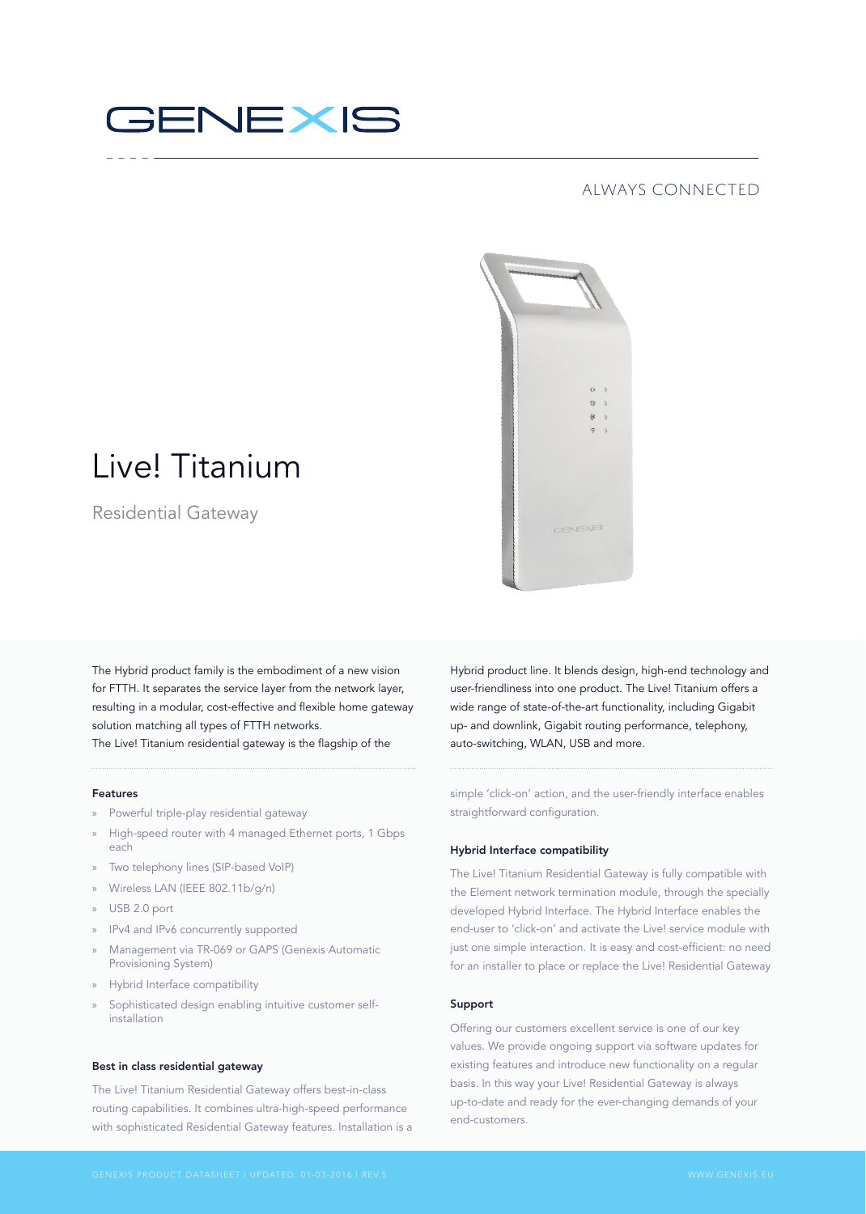# GENEXIS

ALWAYS CONNECTED

# Live! Titanium

## Residential Gateway

The Hybrid product family is the embodiment of a new vision for FTTH. It separates the service layer from the network layer, resulting in a modular, cost-effective and flexible home gateway solution matching all types of FTTH networks.
The Live! Titanium residential gateway is the flagship of the Hybrid product line. It blends design, high-end technology and user-friendliness into one product. The Live! Titanium offers a wide range of state-of-the-art functionality, including Gigabit up- and downlink, Gigabit routing performance, telephony, auto-switching, WLAN, USB and more.

#### Features

- Powerful triple-play residential gateway
- High-speed router with 4 managed Ethernet ports, 1 Gbps each
- Two telephony lines (SIP-based VoIP)
- Wireless LAN (IEEE 802.11b/g/n)
- USB 2.0 port
- IPv4 and IPv6 concurrently supported
- Management via TR-069 or GAPS (Genexis Automatic Provisioning System)
- Hybrid Interface compatibility
- Sophisticated design enabling intuitive customer self-installation

#### Best in class residential gateway

The Live! Titanium Residential Gateway offers best-in-class routing capabilities. It combines ultra-high-speed performance with sophisticated Residential Gateway features. Installation is a simple 'click-on' action, and the user-friendly interface enables straightforward configuration.

#### Hybrid Interface compatibility

The Live! Titanium Residential Gateway is fully compatible with the Element network termination module, through the specially developed Hybrid Interface. The Hybrid Interface enables the end-user to 'click-on' and activate the Live! service module with just one simple interaction. It is easy and cost-efficient: no need for an installer to place or replace the Live! Residential Gateway

#### Support

Offering our customers excellent service is one of our key values. We provide ongoing support via software updates for existing features and introduce new functionality on a regular basis. In this way your Live! Residential Gateway is always up-to-date and ready for the ever-changing demands of your end-customers.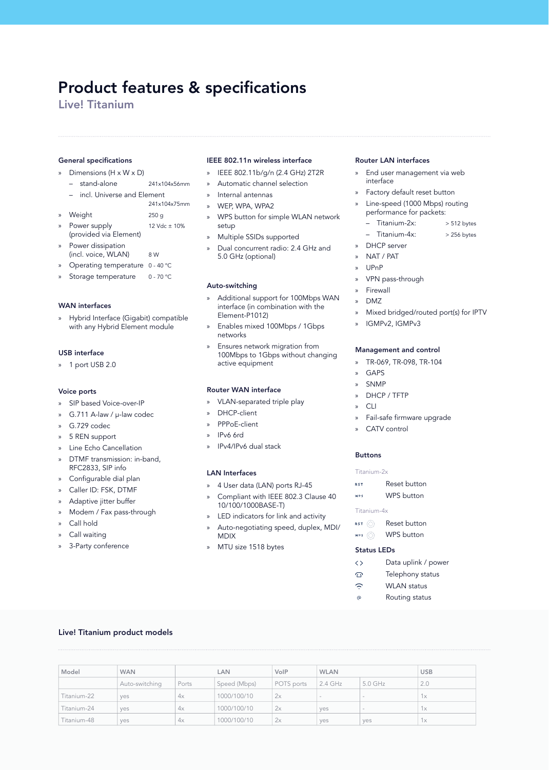# Product features & specifications

## Live! Titanium

### General specifications

- Dimensions (H x W x D)
  - stand-alone: 241x104x56mm
  - incl. Universe and Element: 241x104x75mm
- Weight: 250 g
- Power supply (provided via Element): 12 Vdc ± 10%
- Power dissipation (incl. voice, WLAN): 8 W
- Operating temperature: 0 - 40 °C
- Storage temperature: 0 - 70 °C

### WAN interfaces

- Hybrid Interface (Gigabit) compatible with any Hybrid Element module

### USB interface

- 1 port USB 2.0

### Voice ports

- SIP based Voice-over-IP
- G.711 A-law / μ-law codec
- G.729 codec
- 5 REN support
- Line Echo Cancellation
- DTMF transmission: in-band, RFC2833, SIP info
- Configurable dial plan
- Caller ID: FSK, DTMF
- Adaptive jitter buffer
- Modem / Fax pass-through
- Call hold
- Call waiting
- 3-Party conference

### IEEE 802.11n wireless interface

- IEEE 802.11b/g/n (2.4 GHz) 2T2R
- Automatic channel selection
- Internal antennas
- WEP, WPA, WPA2
- WPS button for simple WLAN network setup
- Multiple SSIDs supported
- Dual concurrent radio: 2.4 GHz and 5.0 GHz (optional)

### Auto-switching

- Additional support for 100Mbps WAN interface (in combination with the Element-P1012)
- Enables mixed 100Mbps / 1Gbps networks
- Ensures network migration from 100Mbps to 1Gbps without changing active equipment

### Router WAN interface

- VLAN-separated triple play
- DHCP-client
- PPPoE-client
- IPv6 6rd
- IPv4/IPv6 dual stack

### LAN Interfaces

- 4 User data (LAN) ports RJ-45
- Compliant with IEEE 802.3 Clause 40 10/100/1000BASE-T)
- LED indicators for link and activity
- Auto-negotiating speed, duplex, MDI/MDIX
- MTU size 1518 bytes

### Router LAN interfaces

- End user management via web interface
- Factory default reset button
- Line-speed (1000 Mbps) routing performance for packets:
  - Titanium-2x: > 512 bytes
  - Titanium-4x: > 256 bytes
- DHCP server
- NAT / PAT
- UPnP
- VPN pass-through
- Firewall
- DMZ
- Mixed bridged/routed port(s) for IPTV
- IGMPv2, IGMPv3

### Management and control

- TR-069, TR-098, TR-104
- GAPS
- SNMP
- DHCP / TFTP
- CLI
- Fail-safe firmware upgrade
- CATV control

### Buttons

Titanium-2x

- RST: Reset button
- WPS: WPS button

Titanium-4x

- RST: Reset button
- WPS: WPS button

### Status LEDs

- Data uplink / power
- Telephony status
- WLAN status
- Routing status

### Live! Titanium product models

| Model | WAN | LAN | | VoIP | WLAN | | USB |
|---|---|---|---|---|---|---|---|
| | Auto-switching | Ports | Speed (Mbps) | POTS ports | 2.4 GHz | 5.0 GHz | 2.0 |
| Titanium-22 | yes | 4x | 1000/100/10 | 2x | - | - | 1x |
| Titanium-24 | yes | 4x | 1000/100/10 | 2x | yes | - | 1x |
| Titanium-48 | yes | 4x | 1000/100/10 | 2x | yes | yes | 1x |